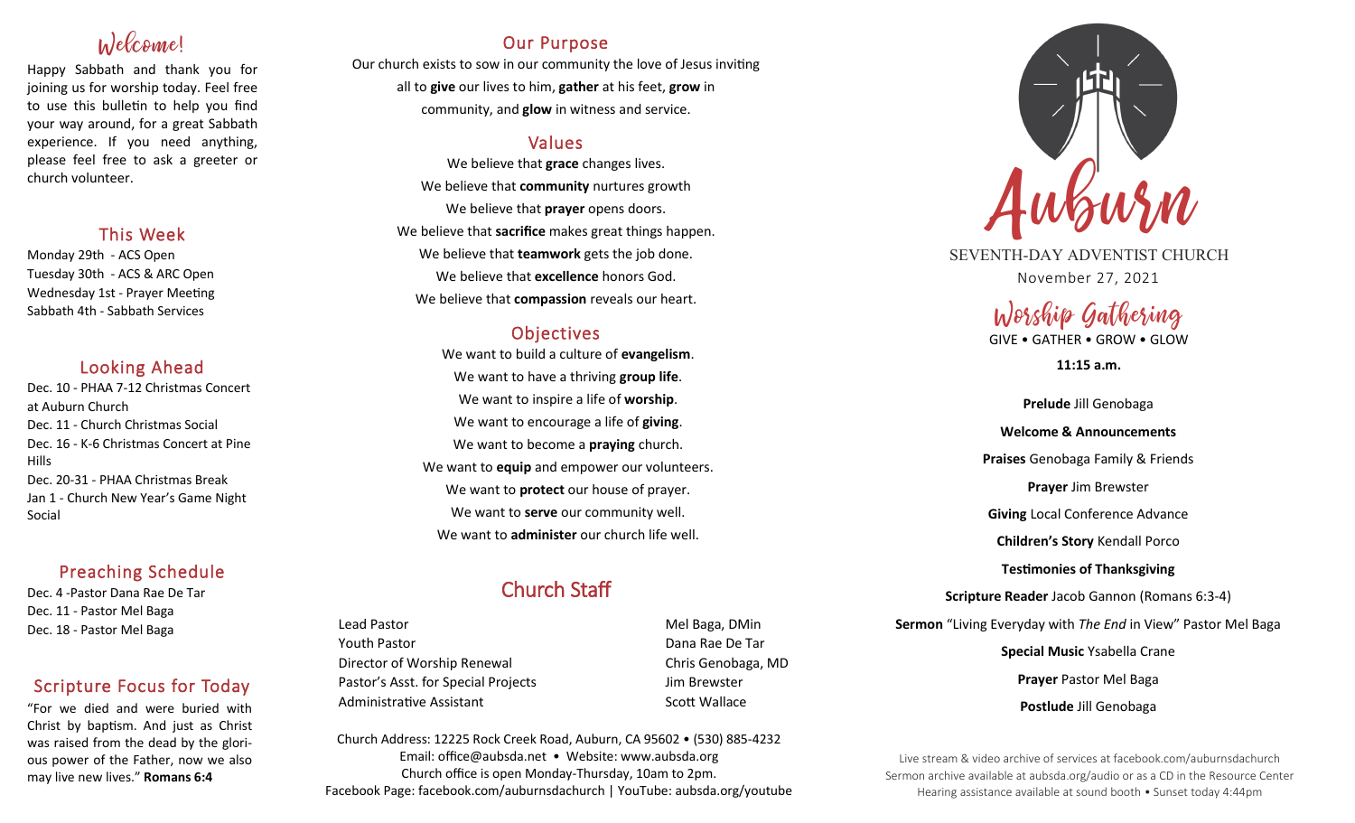# Welcome!

Happy Sabbath and thank you for joining us for worship today. Feel free to use this bulletin to help you find your way around, for a great Sabbath experience. If you need anything, please feel free to ask a greeter or church volunteer.

## This Week

Monday 29th - ACS Open
Tuesday 30th - ACS & ARC Open
Wednesday 1st - Prayer Meeting
Sabbath 4th - Sabbath Services

## Looking Ahead

Dec. 10 - PHAA 7-12 Christmas Concert at Auburn Church
Dec. 11 - Church Christmas Social
Dec. 16 - K-6 Christmas Concert at Pine Hills
Dec. 20-31 - PHAA Christmas Break
Jan 1 - Church New Year's Game Night Social

## Preaching Schedule

Dec. 4 -Pastor Dana Rae De Tar
Dec. 11 - Pastor Mel Baga
Dec. 18 - Pastor Mel Baga

## Scripture Focus for Today

"For we died and were buried with Christ by baptism. And just as Christ was raised from the dead by the glorious power of the Father, now we also may live new lives." **Romans 6:4**

## Our Purpose

Our church exists to sow in our community the love of Jesus inviting all to **give** our lives to him, **gather** at his feet, **grow** in community, and **glow** in witness and service.

## Values

We believe that **grace** changes lives.
We believe that **community** nurtures growth
We believe that **prayer** opens doors.
We believe that **sacrifice** makes great things happen.
We believe that **teamwork** gets the job done.
We believe that **excellence** honors God.
We believe that **compassion** reveals our heart.

## Objectives

We want to build a culture of **evangelism**.
We want to have a thriving **group life**.
We want to inspire a life of **worship**.
We want to encourage a life of **giving**.
We want to become a **praying** church.
We want to **equip** and empower our volunteers.
We want to **protect** our house of prayer.
We want to **serve** our community well.
We want to **administer** our church life well.

## Church Staff

| | |
|---|---|
| Lead Pastor | Mel Baga, DMin |
| Youth Pastor | Dana Rae De Tar |
| Director of Worship Renewal | Chris Genobaga, MD |
| Pastor's Asst. for Special Projects | Jim Brewster |
| Administrative Assistant | Scott Wallace |

Church Address: 12225 Rock Creek Road, Auburn, CA 95602 • (530) 885-4232
Email: office@aubsda.net • Website: www.aubsda.org
Church office is open Monday-Thursday, 10am to 2pm.
Facebook Page: facebook.com/auburnsdachurch | YouTube: aubsda.org/youtube

# Auburn

SEVENTH-DAY ADVENTIST CHURCH
November 27, 2021

## Worship Gathering

GIVE • GATHER • GROW • GLOW

**11:15 a.m.**

**Prelude** Jill Genobaga

**Welcome & Announcements**

**Praises** Genobaga Family & Friends

**Prayer** Jim Brewster

**Giving** Local Conference Advance

**Children's Story** Kendall Porco

**Testimonies of Thanksgiving**

**Scripture Reader** Jacob Gannon (Romans 6:3-4)

**Sermon** "Living Everyday with *The End* in View" Pastor Mel Baga

**Special Music** Ysabella Crane

**Prayer** Pastor Mel Baga

**Postlude** Jill Genobaga

Live stream & video archive of services at facebook.com/auburnsdachurch
Sermon archive available at aubsda.org/audio or as a CD in the Resource Center
Hearing assistance available at sound booth • Sunset today 4:44pm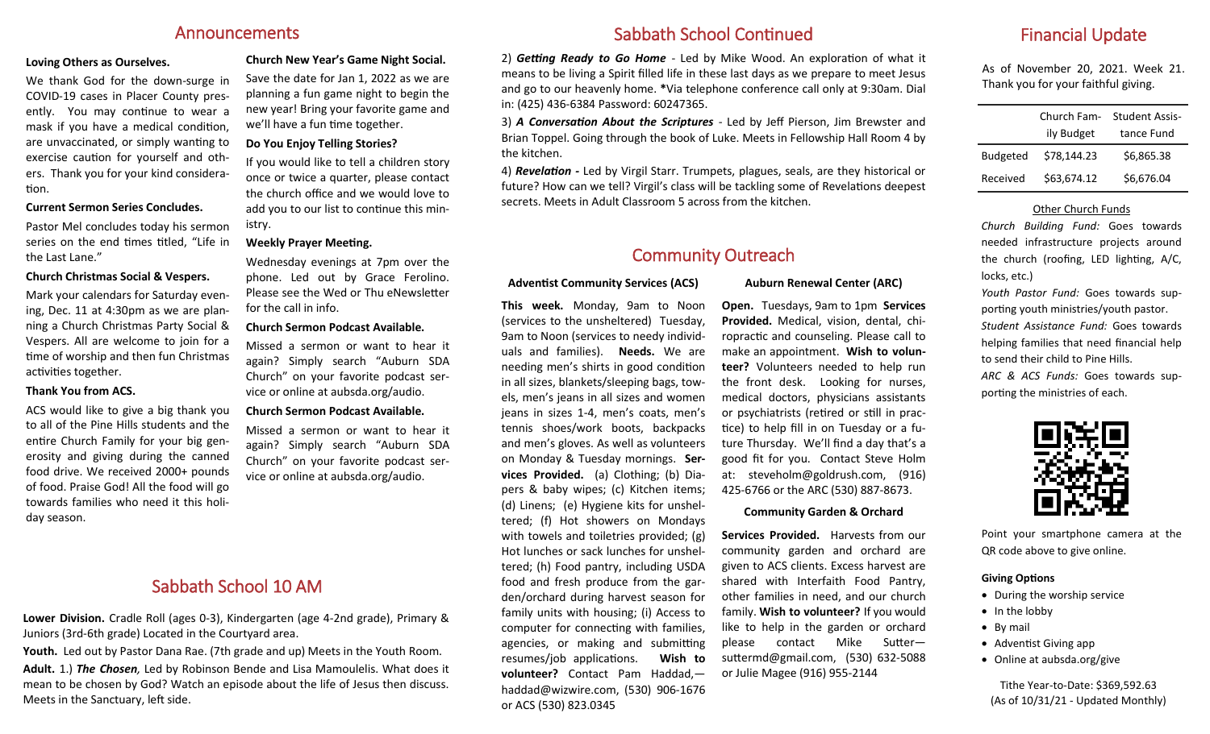## Announcements

**Loving Others as Ourselves.**

We thank God for the down-surge in COVID-19 cases in Placer County presently. You may continue to wear a mask if you have a medical condition, are unvaccinated, or simply wanting to exercise caution for yourself and others. Thank you for your kind consideration.

**Current Sermon Series Concludes.**

Pastor Mel concludes today his sermon series on the end times titled, "Life in the Last Lane."

**Church Christmas Social & Vespers.**

Mark your calendars for Saturday evening, Dec. 11 at 4:30pm as we are planning a Church Christmas Party Social & Vespers. All are welcome to join for a time of worship and then fun Christmas activities together.

**Thank You from ACS.**

ACS would like to give a big thank you to all of the Pine Hills students and the entire Church Family for your big generosity and giving during the canned food drive. We received 2000+ pounds of food. Praise God! All the food will go towards families who need it this holiday season.

**Church New Year's Game Night Social.**

Save the date for Jan 1, 2022 as we are planning a fun game night to begin the new year! Bring your favorite game and we'll have a fun time together.

**Do You Enjoy Telling Stories?**

If you would like to tell a children story once or twice a quarter, please contact the church office and we would love to add you to our list to continue this ministry.

**Weekly Prayer Meeting.**

Wednesday evenings at 7pm over the phone. Led out by Grace Ferolino. Please see the Wed or Thu eNewsletter for the call in info.

**Church Sermon Podcast Available.**

Missed a sermon or want to hear it again? Simply search "Auburn SDA Church" on your favorite podcast service or online at aubsda.org/audio.

**Church Sermon Podcast Available.**

Missed a sermon or want to hear it again? Simply search "Auburn SDA Church" on your favorite podcast service or online at aubsda.org/audio.

## Sabbath School 10 AM

**Lower Division.** Cradle Roll (ages 0-3), Kindergarten (age 4-2nd grade), Primary & Juniors (3rd-6th grade) Located in the Courtyard area.

**Youth.** Led out by Pastor Dana Rae. (7th grade and up) Meets in the Youth Room.

**Adult.** 1.) ***The Chosen,*** Led by Robinson Bende and Lisa Mamoulelis. What does it mean to be chosen by God? Watch an episode about the life of Jesus then discuss. Meets in the Sanctuary, left side.

## Sabbath School Continued

2) ***Getting Ready to Go Home*** - Led by Mike Wood. An exploration of what it means to be living a Spirit filled life in these last days as we prepare to meet Jesus and go to our heavenly home. **\***Via telephone conference call only at 9:30am. Dial in: (425) 436-6384 Password: 60247365.

3) ***A Conversation About the Scriptures*** - Led by Jeff Pierson, Jim Brewster and Brian Toppel. Going through the book of Luke. Meets in Fellowship Hall Room 4 by the kitchen.

4) ***Revelation -*** Led by Virgil Starr. Trumpets, plagues, seals, are they historical or future? How can we tell? Virgil's class will be tackling some of Revelations deepest secrets. Meets in Adult Classroom 5 across from the kitchen.

## Community Outreach

**Adventist Community Services (ACS)**

**This week.** Monday, 9am to Noon (services to the unsheltered) Tuesday, 9am to Noon (services to needy individuals and families). **Needs.** We are needing men's shirts in good condition in all sizes, blankets/sleeping bags, towels, men's jeans in all sizes and women jeans in sizes 1-4, men's coats, men's tennis shoes/work boots, backpacks and men's gloves. As well as volunteers on Monday & Tuesday mornings. **Services Provided.** (a) Clothing; (b) Diapers & baby wipes; (c) Kitchen items; (d) Linens; (e) Hygiene kits for unsheltered; (f) Hot showers on Mondays with towels and toiletries provided; (g) Hot lunches or sack lunches for unsheltered; (h) Food pantry, including USDA food and fresh produce from the garden/orchard during harvest season for family units with housing; (i) Access to computer for connecting with families, agencies, or making and submitting resumes/job applications. **Wish to volunteer?** Contact Pam Haddad,—haddad@wizwire.com, (530) 906-1676 or ACS (530) 823.0345

**Auburn Renewal Center (ARC)**

**Open.** Tuesdays, 9am to 1pm **Services Provided.** Medical, vision, dental, chiropractic and counseling. Please call to make an appointment. **Wish to volunteer?** Volunteers needed to help run the front desk. Looking for nurses, medical doctors, physicians assistants or psychiatrists (retired or still in practice) to help fill in on Tuesday or a future Thursday. We'll find a day that's a good fit for you. Contact Steve Holm at: steveholm@goldrush.com, (916) 425-6766 or the ARC (530) 887-8673.

**Community Garden & Orchard**

**Services Provided.** Harvests from our community garden and orchard are given to ACS clients. Excess harvest are shared with Interfaith Food Pantry, other families in need, and our church family. **Wish to volunteer?** If you would like to help in the garden or orchard please contact Mike Sutter—suttermd@gmail.com, (530) 632-5088 or Julie Magee (916) 955-2144

## Financial Update

As of November 20, 2021. Week 21. Thank you for your faithful giving.

| | Church Family Budget | Student Assistance Fund |
|---|---|---|
| Budgeted | $78,144.23 | $6,865.38 |
| Received | $63,674.12 | $6,676.04 |

Other Church Funds

*Church Building Fund:* Goes towards needed infrastructure projects around the church (roofing, LED lighting, A/C, locks, etc.)

*Youth Pastor Fund:* Goes towards supporting youth ministries/youth pastor.

*Student Assistance Fund:* Goes towards helping families that need financial help to send their child to Pine Hills.

*ARC & ACS Funds:* Goes towards supporting the ministries of each.

Point your smartphone camera at the QR code above to give online.

**Giving Options**

- During the worship service
- In the lobby
- By mail
- Adventist Giving app
- Online at aubsda.org/give

Tithe Year-to-Date: $369,592.63
(As of 10/31/21 - Updated Monthly)